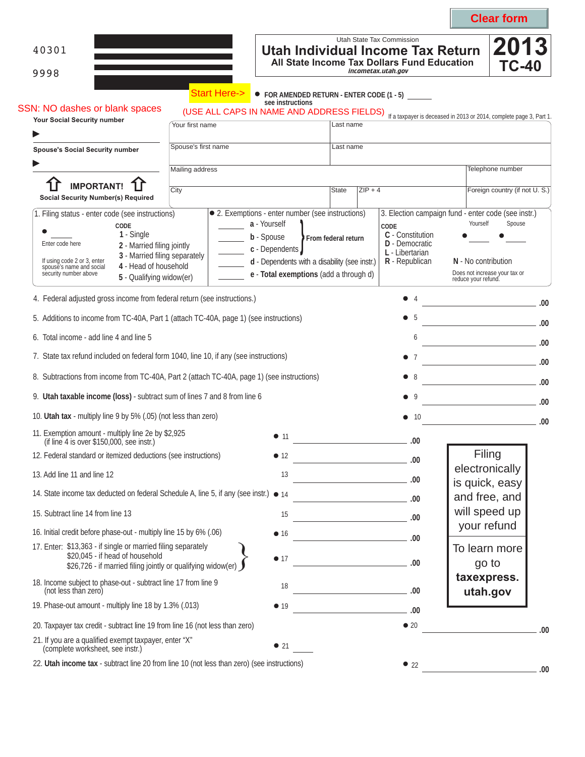Clear form

40301

9998

Utah State Tax Commission

# Utah Individual Income Tax Return

**All State Income Tax Dollars Fund Education**

*incometax.utah.gov*

# 2013 TC-40

Start Here->

● **FOR AMENDED RETURN - ENTER CODE (1 - 5)** ______
**see instructions**

SSN: NO dashes or blank spaces

(USE ALL CAPS IN NAME AND ADDRESS FIELDS)

If a taxpayer is deceased in 2013 or 2014, complete page 3, Part 1.

**Your Social Security number**

▶

**Spouse's Social Security number**

▶

**IMPORTANT!**
**Social Security Number(s) Required**

| Your first name | Last name | |
|---|---|---|
| Spouse's first name | Last name | |
| Mailing address | | Telephone number |
| City | State / ZIP + 4 | Foreign country (if not U. S.) |

**1. Filing status - enter code (see instructions)**

● ______ Enter code here

If using code 2 or 3, enter spouse's name and social security number above

CODE
- **1** - Single
- **2** - Married filing jointly
- **3** - Married filing separately
- **4** - Head of household
- **5** - Qualifying widow(er)

**● 2. Exemptions - enter number (see instructions)**

- ______ **a** - Yourself
- ______ **b** - Spouse
- ______ **c** - Dependents

} **From federal return**

- ______ **d** - Dependents with a disability (see instr.)
- ______ **e** - **Total exemptions** (add a through d)

**3. Election campaign fund - enter code (see instr.)**

CODE
- **C** - Constitution
- **D** - Democratic
- **L** - Libertarian
- **R** - Republican
- **N** - No contribution

Yourself ● ______ Spouse ● ______

Does not increase your tax or reduce your refund.

| Line | Description | | Amount |
|---|---|---|---|
| 4 | Federal adjusted gross income from federal return (see instructions.) | ● 4 | .00 |
| 5 | Additions to income from TC-40A, Part 1 (attach TC-40A, page 1) (see instructions) | ● 5 | .00 |
| 6 | Total income - add line 4 and line 5 | 6 | .00 |
| 7 | State tax refund included on federal form 1040, line 10, if any (see instructions) | ● 7 | .00 |
| 8 | Subtractions from income from TC-40A, Part 2 (attach TC-40A, page 1) (see instructions) | ● 8 | .00 |
| 9 | **Utah taxable income (loss)** - subtract sum of lines 7 and 8 from line 6 | ● 9 | .00 |
| 10 | **Utah tax** - multiply line 9 by 5% (.05) (not less than zero) | ● 10 | .00 |
| 11 | Exemption amount - multiply line 2e by $2,925 (if line 4 is over $150,000, see instr.) | ● 11 | .00 |
| 12 | Federal standard or itemized deductions (see instructions) | ● 12 | .00 |
| 13 | Add line 11 and line 12 | 13 | .00 |
| 14 | State income tax deducted on federal Schedule A, line 5, if any (see instr.) | ● 14 | .00 |
| 15 | Subtract line 14 from line 13 | 15 | .00 |
| 16 | Initial credit before phase-out - multiply line 15 by 6% (.06) | ● 16 | .00 |
| 17 | Enter: $13,363 - if single or married filing separately; $20,045 - if head of household; $26,726 - if married filing jointly or qualifying widow(er) | ● 17 | .00 |
| 18 | Income subject to phase-out - subtract line 17 from line 9 (not less than zero) | 18 | .00 |
| 19 | Phase-out amount - multiply line 18 by 1.3% (.013) | ● 19 | .00 |
| 20 | Taxpayer tax credit - subtract line 19 from line 16 (not less than zero) | ● 20 | .00 |
| 21 | If you are a qualified exempt taxpayer, enter "X" (complete worksheet, see instr.) | ● 21 | |
| 22 | **Utah income tax** - subtract line 20 from line 10 (not less than zero) (see instructions) | ● 22 | .00 |

Filing electronically is quick, easy and free, and will speed up your refund

To learn more go to **taxexpress.utah.gov**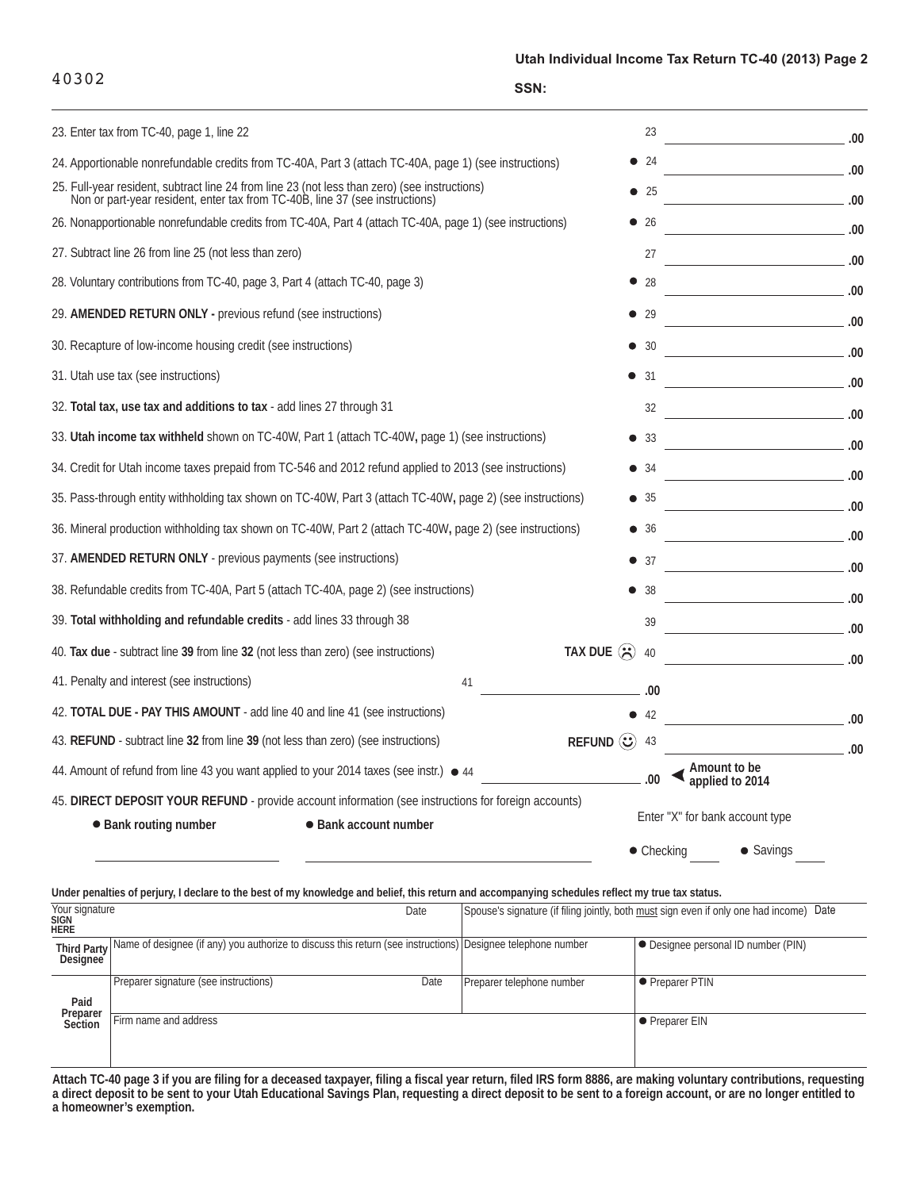40302

**Utah Individual Income Tax Return TC-40 (2013) Page 2**

**SSN:**

| Line | Description | | Amount |
|---|---|---|---|
| 23 | Enter tax from TC-40, page 1, line 22 | 23 | .00 |
| 24 | Apportionable nonrefundable credits from TC-40A, Part 3 (attach TC-40A, page 1) (see instructions) | ● 24 | .00 |
| 25 | Full-year resident, subtract line 24 from line 23 (not less than zero) (see instructions) Non or part-year resident, enter tax from TC-40B, line 37 (see instructions) | ● 25 | .00 |
| 26 | Nonapportionable nonrefundable credits from TC-40A, Part 4 (attach TC-40A, page 1) (see instructions) | ● 26 | .00 |
| 27 | Subtract line 26 from line 25 (not less than zero) | 27 | .00 |
| 28 | Voluntary contributions from TC-40, page 3, Part 4 (attach TC-40, page 3) | ● 28 | .00 |
| 29 | **AMENDED RETURN ONLY -** previous refund (see instructions) | ● 29 | .00 |
| 30 | Recapture of low-income housing credit (see instructions) | ● 30 | .00 |
| 31 | Utah use tax (see instructions) | ● 31 | .00 |
| 32 | **Total tax, use tax and additions to tax** - add lines 27 through 31 | 32 | .00 |
| 33 | **Utah income tax withheld** shown on TC-40W, Part 1 (attach TC-40W, page 1) (see instructions) | ● 33 | .00 |
| 34 | Credit for Utah income taxes prepaid from TC-546 and 2012 refund applied to 2013 (see instructions) | ● 34 | .00 |
| 35 | Pass-through entity withholding tax shown on TC-40W, Part 3 (attach TC-40W, page 2) (see instructions) | ● 35 | .00 |
| 36 | Mineral production withholding tax shown on TC-40W, Part 2 (attach TC-40W, page 2) (see instructions) | ● 36 | .00 |
| 37 | **AMENDED RETURN ONLY** - previous payments (see instructions) | ● 37 | .00 |
| 38 | Refundable credits from TC-40A, Part 5 (attach TC-40A, page 2) (see instructions) | ● 38 | .00 |
| 39 | **Total withholding and refundable credits** - add lines 33 through 38 | 39 | .00 |
| 40 | **Tax due** - subtract line **39** from line **32** (not less than zero) (see instructions) **TAX DUE** | 40 | .00 |
| 41 | Penalty and interest (see instructions) | 41 | .00 |
| 42 | **TOTAL DUE - PAY THIS AMOUNT** - add line 40 and line 41 (see instructions) | ● 42 | .00 |
| 43 | **REFUND** - subtract line **32** from line **39** (not less than zero) (see instructions) **REFUND** | 43 | .00 |
| 44 | Amount of refund from line 43 you want applied to your 2014 taxes (see instr.) | ● 44 | .00 Amount to be applied to 2014 |

45. **DIRECT DEPOSIT YOUR REFUND** - provide account information (see instructions for foreign accounts)

● **Bank routing number** ______ ● **Bank account number** ______

Enter "X" for bank account type: ● Checking ____ ● Savings ____

**Under penalties of perjury, I declare to the best of my knowledge and belief, this return and accompanying schedules reflect my true tax status.**

| | | | | |
|---|---|---|---|---|
| **SIGN HERE** | Your signature | Date | Spouse's signature (if filing jointly, both must sign even if only one had income) | Date |
| **Third Party Designee** | Name of designee (if any) you authorize to discuss this return (see instructions) | | Designee telephone number | ● Designee personal ID number (PIN) |
| **Paid Preparer Section** | Preparer signature (see instructions) | Date | Preparer telephone number | ● Preparer PTIN |
| | Firm name and address | | | ● Preparer EIN |

**Attach TC-40 page 3 if you are filing for a deceased taxpayer, filing a fiscal year return, filed IRS form 8886, are making voluntary contributions, requesting a direct deposit to be sent to your Utah Educational Savings Plan, requesting a direct deposit to be sent to a foreign account, or are no longer entitled to a homeowner's exemption.**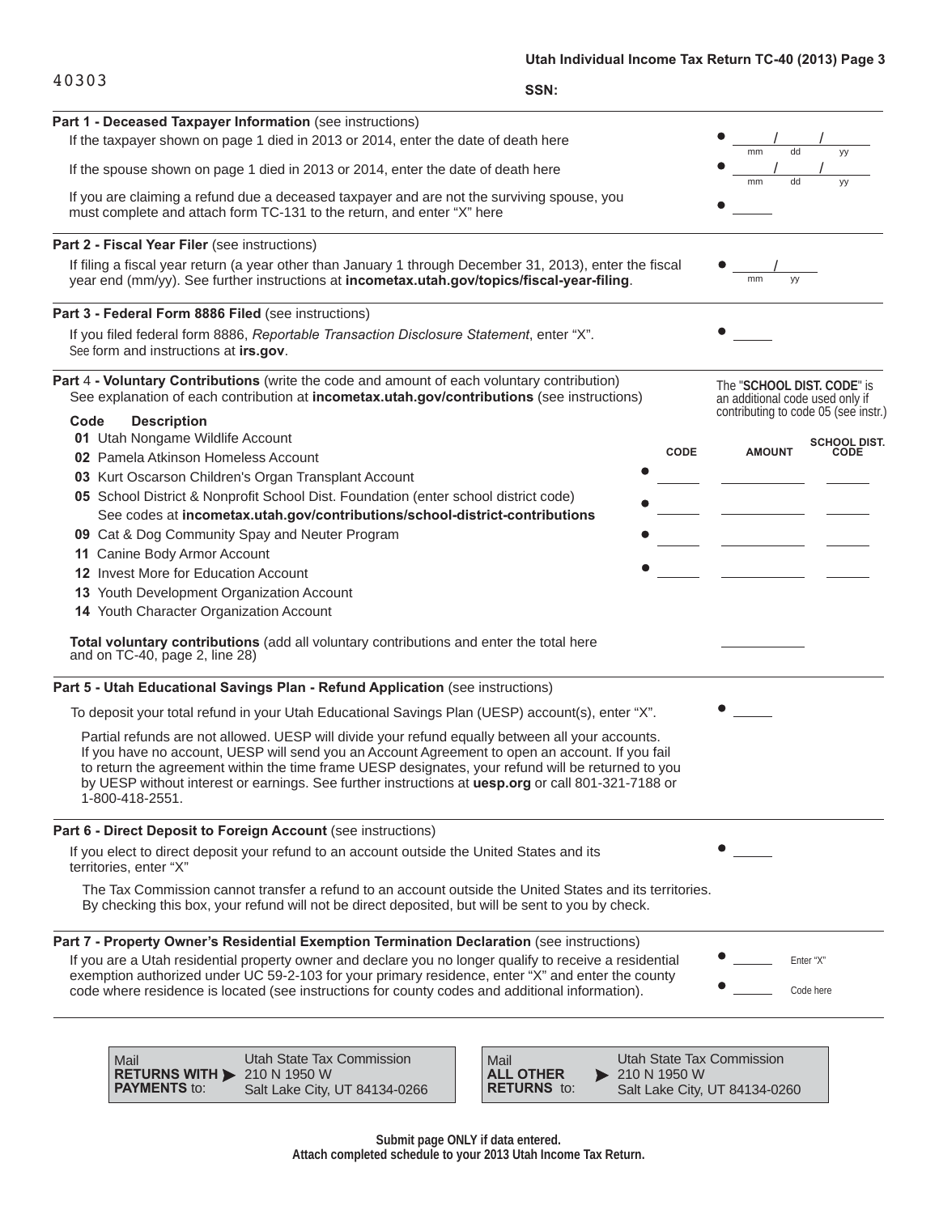40303

**SSN:**

**Part 1 - Deceased Taxpayer Information** (see instructions)

If the taxpayer shown on page 1 died in 2013 or 2014, enter the date of death here ● ____/____/____ (mm dd yy)

If the spouse shown on page 1 died in 2013 or 2014, enter the date of death here ● ____/____/____ (mm dd yy)

If you are claiming a refund due a deceased taxpayer and are not the surviving spouse, you must complete and attach form TC-131 to the return, and enter "X" here ● ____

**Part 2 - Fiscal Year Filer** (see instructions)

If filing a fiscal year return (a year other than January 1 through December 31, 2013), enter the fiscal year end (mm/yy). See further instructions at **incometax.utah.gov/topics/fiscal-year-filing**. ● ____/____ (mm yy)

**Part 3 - Federal Form 8886 Filed** (see instructions)

If you filed federal form 8886, *Reportable Transaction Disclosure Statement*, enter "X". See form and instructions at **irs.gov**. ● ____

**Part 4 - Voluntary Contributions** (write the code and amount of each voluntary contribution) See explanation of each contribution at **incometax.utah.gov/contributions** (see instructions)

The "**SCHOOL DIST. CODE**" is an additional code used only if contributing to code 05 (see instr.)

| Code | Description |
|---|---|
| **01** | Utah Nongame Wildlife Account |
| **02** | Pamela Atkinson Homeless Account |
| **03** | Kurt Oscarson Children's Organ Transplant Account |
| **05** | School District & Nonprofit School Dist. Foundation (enter school district code) See codes at **incometax.utah.gov/school-district-contributions** |
| **09** | Cat & Dog Community Spay and Neuter Program |
| **11** | Canine Body Armor Account |
| **12** | Invest More for Education Account |
| **13** | Youth Development Organization Account |
| **14** | Youth Character Organization Account |

| CODE | AMOUNT | SCHOOL DIST. CODE |
|---|---|---|
| ● | | |
| ● | | |
| ● | | |
| ● | | |

**Total voluntary contributions** (add all voluntary contributions and enter the total here and on TC-40, page 2, line 28) ____

**Part 5 - Utah Educational Savings Plan - Refund Application** (see instructions)

To deposit your total refund in your Utah Educational Savings Plan (UESP) account(s), enter "X". ● ____

Partial refunds are not allowed. UESP will divide your refund equally between all your accounts. If you have no account, UESP will send you an Account Agreement to open an account. If you fail to return the agreement within the time frame UESP designates, your refund will be returned to you by UESP without interest or earnings. See further instructions at **uesp.org** or call 801-321-7188 or 1-800-418-2551.

**Part 6 - Direct Deposit to Foreign Account** (see instructions)

If you elect to direct deposit your refund to an account outside the United States and its territories, enter "X" ● ____

The Tax Commission cannot transfer a refund to an account outside the United States and its territories. By checking this box, your refund will not be direct deposited, but will be sent to you by check.

**Part 7 - Property Owner's Residential Exemption Termination Declaration** (see instructions)

If you are a Utah residential property owner and declare you no longer qualify to receive a residential exemption authorized under UC 59-2-103 for your primary residence, enter "X" and enter the county code where residence is located (see instructions for county codes and additional information).

● ____ Enter "X"

● ____ Code here

| Mail **RETURNS WITH PAYMENTS** to: | Utah State Tax Commission 210 N 1950 W Salt Lake City, UT 84134-0266 |
|---|---|
| Mail **ALL OTHER RETURNS** to: | Utah State Tax Commission 210 N 1950 W Salt Lake City, UT 84134-0260 |

**Submit page ONLY if data entered.**
**Attach completed schedule to your 2013 Utah Income Tax Return.**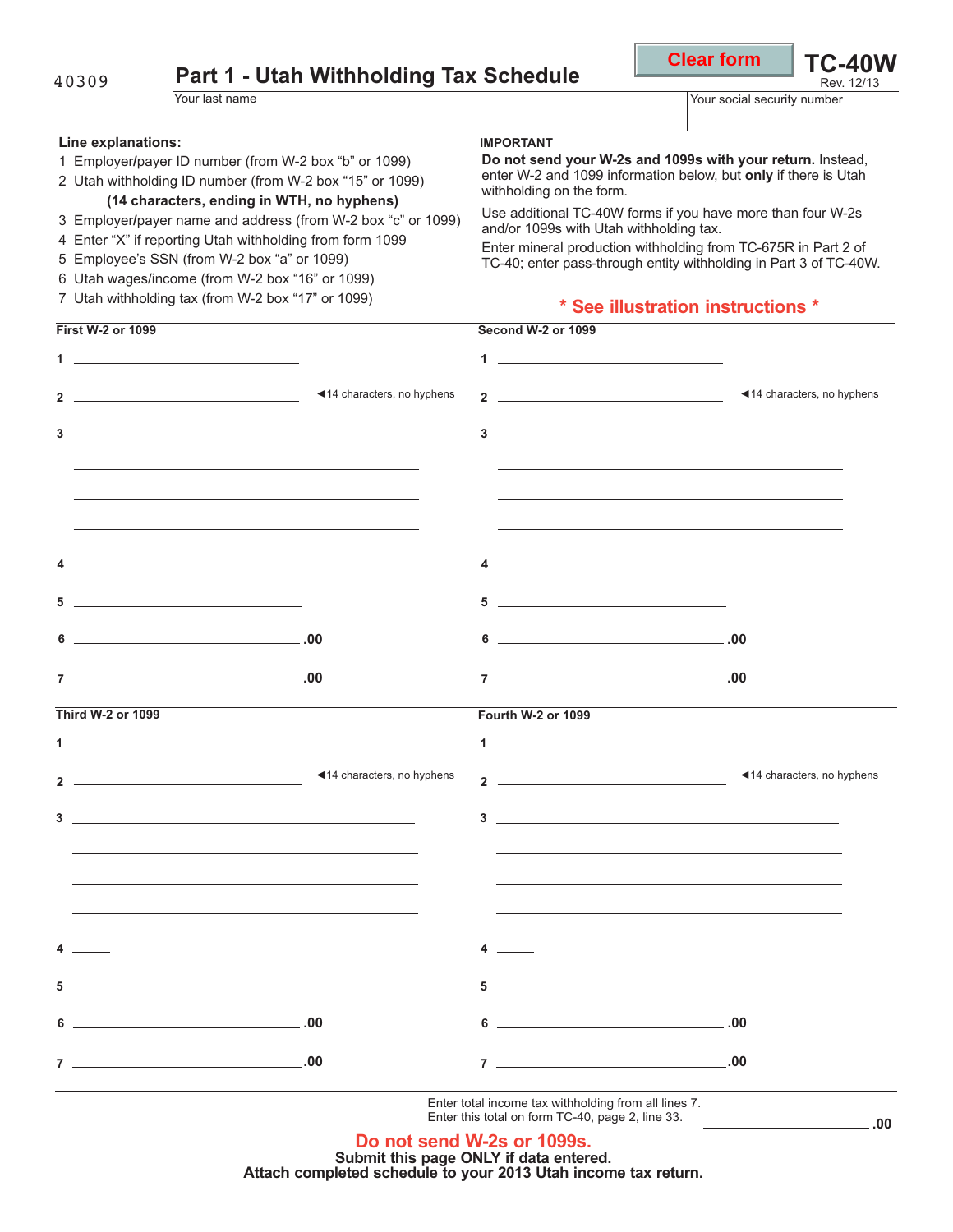40309

# Part 1 - Utah Withholding Tax Schedule

**TC-40W**
Rev. 12/13

Clear form

Your last name

Your social security number

**Line explanations:**

1 Employer/payer ID number (from W-2 box "b" or 1099)
2 Utah withholding ID number (from W-2 box "15" or 1099)
**(14 characters, ending in WTH, no hyphens)**
3 Employer/payer name and address (from W-2 box "c" or 1099)
4 Enter "X" if reporting Utah withholding from form 1099
5 Employee's SSN (from W-2 box "a" or 1099)
6 Utah wages/income (from W-2 box "16" or 1099)
7 Utah withholding tax (from W-2 box "17" or 1099)

**IMPORTANT**

**Do not send your W-2s and 1099s with your return.** Instead, enter W-2 and 1099 information below, but **only** if there is Utah withholding on the form.

Use additional TC-40W forms if you have more than four W-2s and/or 1099s with Utah withholding tax.

Enter mineral production withholding from TC-675R in Part 2 of TC-40; enter pass-through entity withholding in Part 3 of TC-40W.

**\* See illustration instructions \***

**First W-2 or 1099**

1 ______________________

2 ______________________ ◄14 characters, no hyphens

3 ______________________

______________________

______________________

______________________

4 _____

5 ______________________

6 ______________________.00

7 ______________________.00

**Second W-2 or 1099**

1 ______________________

2 ______________________ ◄14 characters, no hyphens

3 ______________________

______________________

______________________

______________________

4 _____

5 ______________________

6 ______________________.00

7 ______________________.00

**Third W-2 or 1099**

1 ______________________

2 ______________________ ◄14 characters, no hyphens

3 ______________________

______________________

______________________

______________________

4 _____

5 ______________________

6 ______________________.00

7 ______________________.00

**Fourth W-2 or 1099**

1 ______________________

2 ______________________ ◄14 characters, no hyphens

3 ______________________

______________________

______________________

______________________

4 _____

5 ______________________

6 ______________________.00

7 ______________________.00

Enter total income tax withholding from all lines 7.
Enter this total on form TC-40, page 2, line 33. ______________________.00

**Do not send W-2s or 1099s.**
**Submit this page ONLY if data entered.**
**Attach completed schedule to your 2013 Utah income tax return.**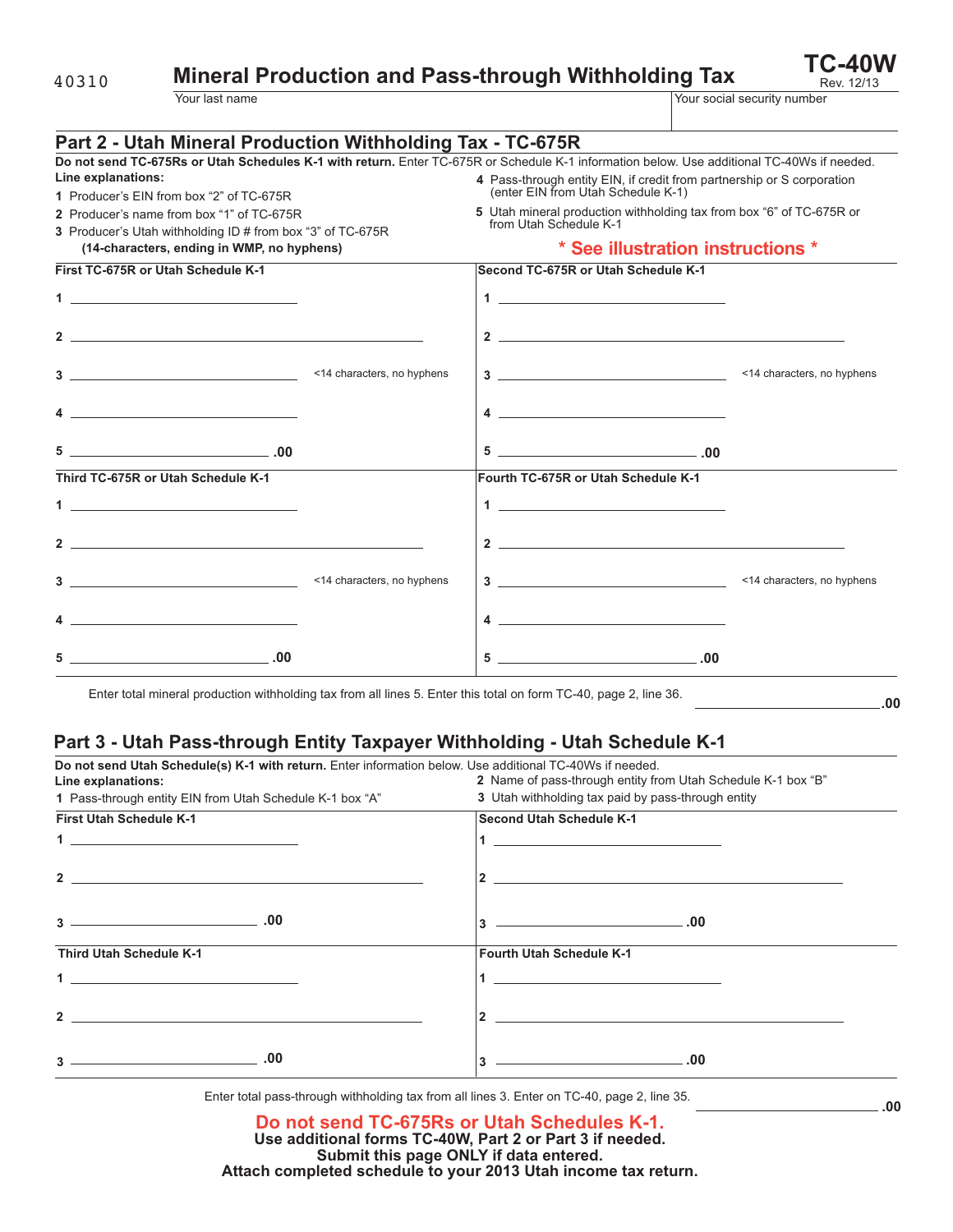40310

# Mineral Production and Pass-through Withholding Tax

**TC-40W**
Rev. 12/13

Your last name | Your social security number

## Part 2 - Utah Mineral Production Withholding Tax - TC-675R

**Do not send TC-675Rs or Utah Schedules K-1 with return.** Enter TC-675R or Schedule K-1 information below. Use additional TC-40Ws if needed.

**Line explanations:**

1. Producer's EIN from box "2" of TC-675R
2. Producer's name from box "1" of TC-675R
3. Producer's Utah withholding ID # from box "3" of TC-675R **(14-characters, ending in WMP, no hyphens)**
4. Pass-through entity EIN, if credit from partnership or S corporation (enter EIN from Utah Schedule K-1)
5. Utah mineral production withholding tax from box "6" of TC-675R or from Utah Schedule K-1

**\* See illustration instructions \***

**First TC-675R or Utah Schedule K-1**

1 ______________________

2 ______________________

3 ______________________ <14 characters, no hyphens

4 ______________________

5 ______________________ .00

**Second TC-675R or Utah Schedule K-1**

1 ______________________

2 ______________________

3 ______________________ <14 characters, no hyphens

4 ______________________

5 ______________________ .00

**Third TC-675R or Utah Schedule K-1**

1 ______________________

2 ______________________

3 ______________________ <14 characters, no hyphens

4 ______________________

5 ______________________ .00

**Fourth TC-675R or Utah Schedule K-1**

1 ______________________

2 ______________________

3 ______________________ <14 characters, no hyphens

4 ______________________

5 ______________________ .00

Enter total mineral production withholding tax from all lines 5. Enter this total on form TC-40, page 2, line 36. ______________________ .00

## Part 3 - Utah Pass-through Entity Taxpayer Withholding - Utah Schedule K-1

**Do not send Utah Schedule(s) K-1 with return.** Enter information below. Use additional TC-40Ws if needed.

**Line explanations:**

1. Pass-through entity EIN from Utah Schedule K-1 box "A"
2. Name of pass-through entity from Utah Schedule K-1 box "B"
3. Utah withholding tax paid by pass-through entity

**First Utah Schedule K-1**

1 ______________________

2 ______________________

3 ______________________ .00

**Second Utah Schedule K-1**

1 ______________________

2 ______________________

3 ______________________ .00

**Third Utah Schedule K-1**

1 ______________________

2 ______________________

3 ______________________ .00

**Fourth Utah Schedule K-1**

1 ______________________

2 ______________________

3 ______________________ .00

Enter total pass-through withholding tax from all lines 3. Enter on TC-40, page 2, line 35. ______________________ .00

**Do not send TC-675Rs or Utah Schedules K-1.**
**Use additional forms TC-40W, Part 2 or Part 3 if needed.**
**Submit this page ONLY if data entered.**
**Attach completed schedule to your 2013 Utah income tax return.**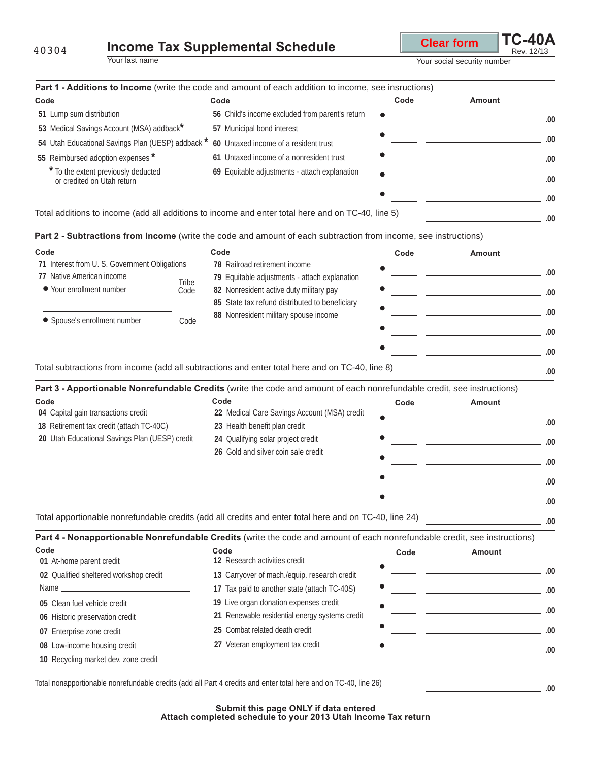40304

# Income Tax Supplemental Schedule

**TC-40A**
Rev. 12/13

Clear form

Your last name

Your social security number

## Part 1 - Additions to Income (write the code and amount of each addition to income, see insructions)

| Code | Code |
|---|---|
| **51** Lump sum distribution | **56** Child's income excluded from parent's return |
| **53** Medical Savings Account (MSA) addback* | **57** Municipal bond interest |
| **54** Utah Educational Savings Plan (UESP) addback * | **60** Untaxed income of a resident trust |
| **55** Reimbursed adoption expenses * | **61** Untaxed income of a nonresident trust |
| * To the extent previously deducted or credited on Utah return | **69** Equitable adjustments - attach explanation |

| Code | Amount |
|---|---|
| • ______ | ______ .00 |
| • ______ | ______ .00 |
| • ______ | ______ .00 |
| • ______ | ______ .00 |
| • ______ | ______ .00 |

Total additions to income (add all additions to income and enter total here and on TC-40, line 5) ______ .00

## Part 2 - Subtractions from Income (write the code and amount of each subtraction from income, see instructions)

| Code | Code |
|---|---|
| **71** Interest from U. S. Government Obligations | **78** Railroad retirement income |
| **77** Native American income | **79** Equitable adjustments - attach explanation |
| • Your enrollment number ______ Tribe Code ______ | **82** Nonresident active duty military pay |
| • Spouse's enrollment number ______ Code ______ | **85** State tax refund distributed to beneficiary |
| | **88** Nonresident military spouse income |

| Code | Amount |
|---|---|
| • ______ | ______ .00 |
| • ______ | ______ .00 |
| • ______ | ______ .00 |
| • ______ | ______ .00 |
| • ______ | ______ .00 |

Total subtractions from income (add all subtractions and enter total here and on TC-40, line 8) ______ .00

## Part 3 - Apportionable Nonrefundable Credits (write the code and amount of each nonrefundable credit, see instructions)

| Code | Code |
|---|---|
| **04** Capital gain transactions credit | **22** Medical Care Savings Account (MSA) credit |
| **18** Retirement tax credit (attach TC-40C) | **23** Health benefit plan credit |
| **20** Utah Educational Savings Plan (UESP) credit | **24** Qualifying solar project credit |
| | **26** Gold and silver coin sale credit |

| Code | Amount |
|---|---|
| • ______ | ______ .00 |
| • ______ | ______ .00 |
| • ______ | ______ .00 |
| • ______ | ______ .00 |
| • ______ | ______ .00 |

Total apportionable nonrefundable credits (add all credits and enter total here and on TC-40, line 24) ______ .00

## Part 4 - Nonapportionable Nonrefundable Credits (write the code and amount of each nonrefundable credit, see instructions)

| Code | Code |
|---|---|
| **01** At-home parent credit | **12** Research activities credit |
| **02** Qualified sheltered workshop credit | **13** Carryover of mach./equip. research credit |
| Name ______ | **17** Tax paid to another state (attach TC-40S) |
| **05** Clean fuel vehicle credit | **19** Live organ donation expenses credit |
| **06** Historic preservation credit | **21** Renewable residential energy systems credit |
| **07** Enterprise zone credit | **25** Combat related death credit |
| **08** Low-income housing credit | **27** Veteran employment tax credit |
| **10** Recycling market dev. zone credit | |

| Code | Amount |
|---|---|
| • ______ | ______ .00 |
| • ______ | ______ .00 |
| • ______ | ______ .00 |
| • ______ | ______ .00 |
| • ______ | ______ .00 |

Total nonapportionable nonrefundable credits (add all Part 4 credits and enter total here and on TC-40, line 26) ______ .00

**Submit this page ONLY if data entered**
**Attach completed schedule to your 2013 Utah Income Tax return**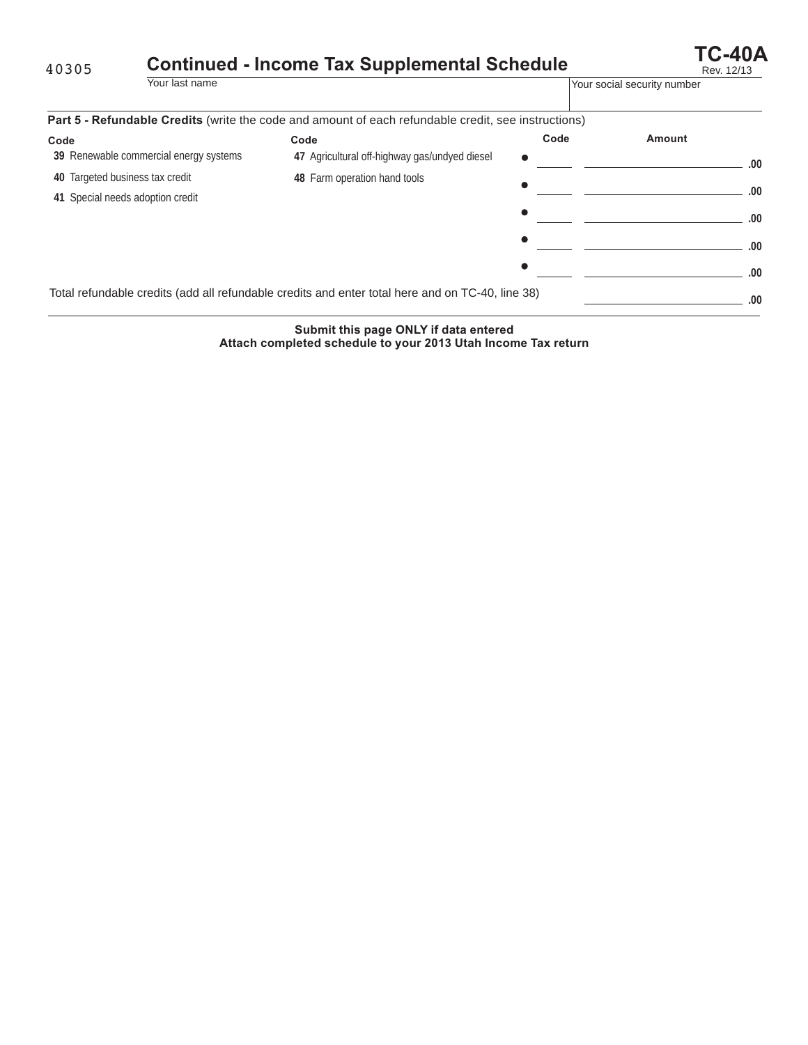40305

# Continued - Income Tax Supplemental Schedule

**TC-40A**
Rev. 12/13

Your last name | Your social security number

**Part 5 - Refundable Credits** (write the code and amount of each refundable credit, see instructions)

| Code | | Code | |
|---|---|---|---|
| **39** | Renewable commercial energy systems | **47** | Agricultural off-highway gas/undyed diesel |
| **40** | Targeted business tax credit | **48** | Farm operation hand tools |
| **41** | Special needs adoption credit | | |

| Code | Amount |
|---|---|
| ● ______ | ______ .00 |
| ● ______ | ______ .00 |
| ● ______ | ______ .00 |
| ● ______ | ______ .00 |
| ● ______ | ______ .00 |

Total refundable credits (add all refundable credits and enter total here and on TC-40, line 38) ______ .00

**Submit this page ONLY if data entered**
**Attach completed schedule to your 2013 Utah Income Tax return**